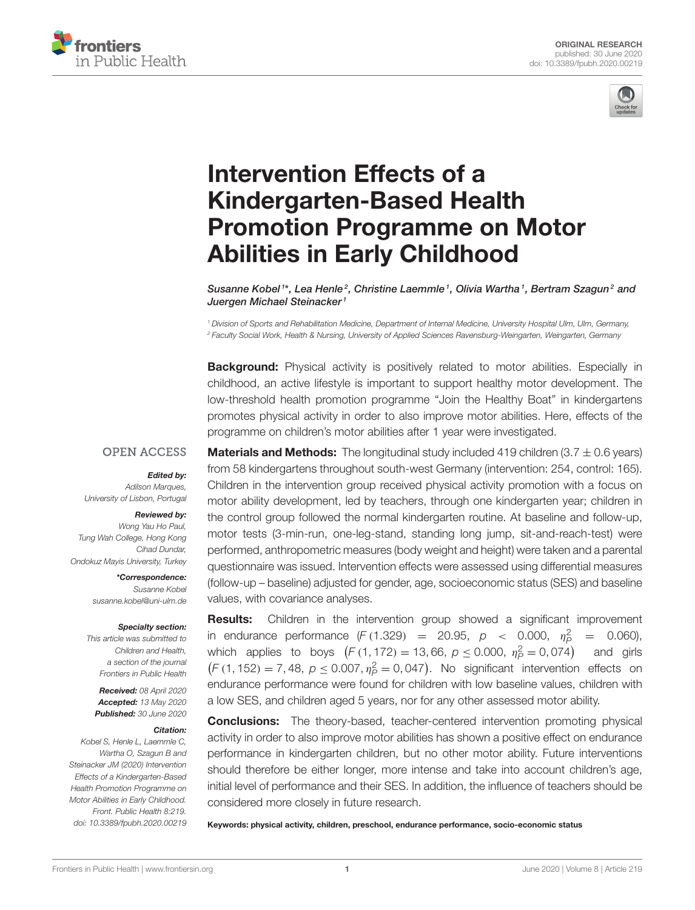ORIGINAL RESEARCH
published: 30 June 2020
doi: 10.3389/fpubh.2020.00219

# Intervention Effects of a Kindergarten-Based Health Promotion Programme on Motor Abilities in Early Childhood

*Susanne Kobel[1]\*, Lea Henle[2], Christine Laemmle[1], Olivia Wartha[1], Bertram Szagun[2] and Juergen Michael Steinacker[1]*

[1] Division of Sports and Rehabilitation Medicine, Department of Internal Medicine, University Hospital Ulm, Ulm, Germany,
[2] Faculty Social Work, Health & Nursing, University of Applied Sciences Ravensburg-Weingarten, Weingarten, Germany

OPEN ACCESS

***Edited by:***
Adilson Marques,
University of Lisbon, Portugal

***Reviewed by:***
Wong Yau Ho Paul,
Tung Wah College, Hong Kong
Cihad Dundar,
Ondokuz Mayis University, Turkey

***\*Correspondence:***
Susanne Kobel
susanne.kobel@uni-ulm.de

***Specialty section:***
This article was submitted to
Children and Health,
a section of the journal
Frontiers in Public Health

***Received:*** 08 April 2020
***Accepted:*** 13 May 2020
***Published:*** 30 June 2020

***Citation:***
Kobel S, Henle L, Laemmle C,
Wartha O, Szagun B and
Steinacker JM (2020) Intervention
Effects of a Kindergarten-Based
Health Promotion Programme on
Motor Abilities in Early Childhood.
Front. Public Health 8:219.
doi: 10.3389/fpubh.2020.00219

**Background:** Physical activity is positively related to motor abilities. Especially in childhood, an active lifestyle is important to support healthy motor development. The low-threshold health promotion programme "Join the Healthy Boat" in kindergartens promotes physical activity in order to also improve motor abilities. Here, effects of the programme on children's motor abilities after 1 year were investigated.

**Materials and Methods:** The longitudinal study included 419 children (3.7 ± 0.6 years) from 58 kindergartens throughout south-west Germany (intervention: 254, control: 165). Children in the intervention group received physical activity promotion with a focus on motor ability development, led by teachers, through one kindergarten year; children in the control group followed the normal kindergarten routine. At baseline and follow-up, motor tests (3-min-run, one-leg-stand, standing long jump, sit-and-reach-test) were performed, anthropometric measures (body weight and height) were taken and a parental questionnaire was issued. Intervention effects were assessed using differential measures (follow-up – baseline) adjusted for gender, age, socioeconomic status (SES) and baseline values, with covariance analyses.

**Results:** Children in the intervention group showed a significant improvement in endurance performance ($F(1.329) = 20.95$, $p < 0.000$, $\eta_P^2 = 0.060$), which applies to boys $\left(F(1, 172) = 13,66,\ p \leq 0.000,\ \eta_P^2 = 0,074\right)$ and girls $\left(F(1, 152) = 7,48,\ p \leq 0.007, \eta_P^2 = 0,047\right)$. No significant intervention effects on endurance performance were found for children with low baseline values, children with a low SES, and children aged 5 years, nor for any other assessed motor ability.

**Conclusions:** The theory-based, teacher-centered intervention promoting physical activity in order to also improve motor abilities has shown a positive effect on endurance performance in kindergarten children, but no other motor ability. Future interventions should therefore be either longer, more intense and take into account children's age, initial level of performance and their SES. In addition, the influence of teachers should be considered more closely in future research.

**Keywords: physical activity, children, preschool, endurance performance, socio-economic status**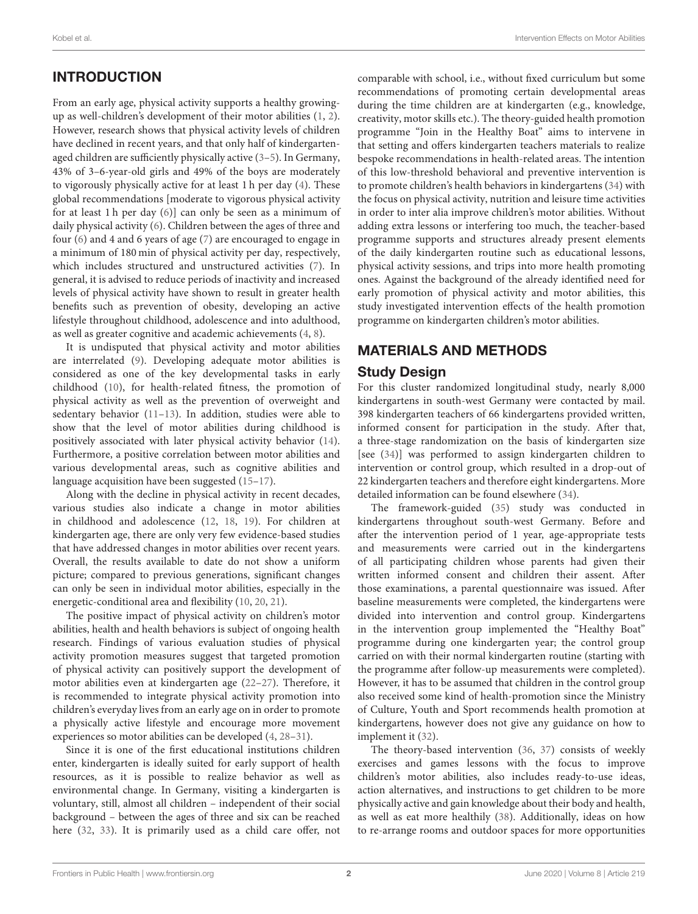## INTRODUCTION

From an early age, physical activity supports a healthy growing-up as well-children's development of their motor abilities (1, 2). However, research shows that physical activity levels of children have declined in recent years, and that only half of kindergarten-aged children are sufficiently physically active (3–5). In Germany, 43% of 3–6-year-old girls and 49% of the boys are moderately to vigorously physically active for at least 1 h per day (4). These global recommendations [moderate to vigorous physical activity for at least 1 h per day (6)] can only be seen as a minimum of daily physical activity (6). Children between the ages of three and four (6) and 4 and 6 years of age (7) are encouraged to engage in a minimum of 180 min of physical activity per day, respectively, which includes structured and unstructured activities (7). In general, it is advised to reduce periods of inactivity and increased levels of physical activity have shown to result in greater health benefits such as prevention of obesity, developing an active lifestyle throughout childhood, adolescence and into adulthood, as well as greater cognitive and academic achievements (4, 8).

It is undisputed that physical activity and motor abilities are interrelated (9). Developing adequate motor abilities is considered as one of the key developmental tasks in early childhood (10), for health-related fitness, the promotion of physical activity as well as the prevention of overweight and sedentary behavior (11–13). In addition, studies were able to show that the level of motor abilities during childhood is positively associated with later physical activity behavior (14). Furthermore, a positive correlation between motor abilities and various developmental areas, such as cognitive abilities and language acquisition have been suggested (15–17).

Along with the decline in physical activity in recent decades, various studies also indicate a change in motor abilities in childhood and adolescence (12, 18, 19). For children at kindergarten age, there are only very few evidence-based studies that have addressed changes in motor abilities over recent years. Overall, the results available to date do not show a uniform picture; compared to previous generations, significant changes can only be seen in individual motor abilities, especially in the energetic-conditional area and flexibility (10, 20, 21).

The positive impact of physical activity on children's motor abilities, health and health behaviors is subject of ongoing health research. Findings of various evaluation studies of physical activity promotion measures suggest that targeted promotion of physical activity can positively support the development of motor abilities even at kindergarten age (22–27). Therefore, it is recommended to integrate physical activity promotion into children's everyday lives from an early age on in order to promote a physically active lifestyle and encourage more movement experiences so motor abilities can be developed (4, 28–31).

Since it is one of the first educational institutions children enter, kindergarten is ideally suited for early support of health resources, as it is possible to realize behavior as well as environmental change. In Germany, visiting a kindergarten is voluntary, still, almost all children – independent of their social background – between the ages of three and six can be reached here (32, 33). It is primarily used as a child care offer, not comparable with school, i.e., without fixed curriculum but some recommendations of promoting certain developmental areas during the time children are at kindergarten (e.g., knowledge, creativity, motor skills etc.). The theory-guided health promotion programme "Join in the Healthy Boat" aims to intervene in that setting and offers kindergarten teachers materials to realize bespoke recommendations in health-related areas. The intention of this low-threshold behavioral and preventive intervention is to promote children's health behaviors in kindergartens (34) with the focus on physical activity, nutrition and leisure time activities in order to inter alia improve children's motor abilities. Without adding extra lessons or interfering too much, the teacher-based programme supports and structures already present elements of the daily kindergarten routine such as educational lessons, physical activity sessions, and trips into more health promoting ones. Against the background of the already identified need for early promotion of physical activity and motor abilities, this study investigated intervention effects of the health promotion programme on kindergarten children's motor abilities.

## MATERIALS AND METHODS

### Study Design

For this cluster randomized longitudinal study, nearly 8,000 kindergartens in south-west Germany were contacted by mail. 398 kindergarten teachers of 66 kindergartens provided written, informed consent for participation in the study. After that, a three-stage randomization on the basis of kindergarten size [see (34)] was performed to assign kindergarten children to intervention or control group, which resulted in a drop-out of 22 kindergarten teachers and therefore eight kindergartens. More detailed information can be found elsewhere (34).

The framework-guided (35) study was conducted in kindergartens throughout south-west Germany. Before and after the intervention period of 1 year, age-appropriate tests and measurements were carried out in the kindergartens of all participating children whose parents had given their written informed consent and children their assent. After those examinations, a parental questionnaire was issued. After baseline measurements were completed, the kindergartens were divided into intervention and control group. Kindergartens in the intervention group implemented the "Healthy Boat" programme during one kindergarten year; the control group carried on with their normal kindergarten routine (starting with the programme after follow-up measurements were completed). However, it has to be assumed that children in the control group also received some kind of health-promotion since the Ministry of Culture, Youth and Sport recommends health promotion at kindergartens, however does not give any guidance on how to implement it (32).

The theory-based intervention (36, 37) consists of weekly exercises and games lessons with the focus to improve children's motor abilities, also includes ready-to-use ideas, action alternatives, and instructions to get children to be more physically active and gain knowledge about their body and health, as well as eat more healthily (38). Additionally, ideas on how to re-arrange rooms and outdoor spaces for more opportunities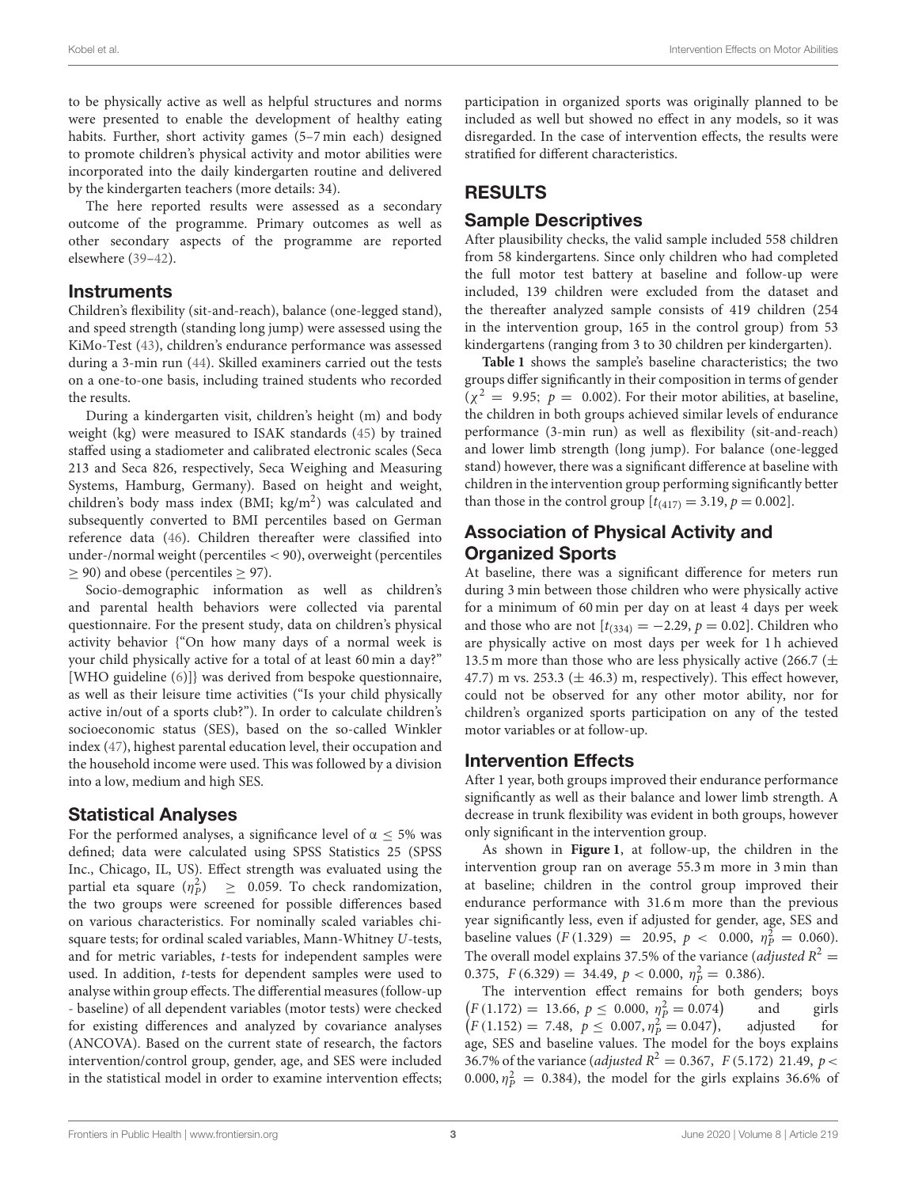to be physically active as well as helpful structures and norms were presented to enable the development of healthy eating habits. Further, short activity games (5–7 min each) designed to promote children's physical activity and motor abilities were incorporated into the daily kindergarten routine and delivered by the kindergarten teachers (more details: 34).

The here reported results were assessed as a secondary outcome of the programme. Primary outcomes as well as other secondary aspects of the programme are reported elsewhere (39–42).

## Instruments

Children's flexibility (sit-and-reach), balance (one-legged stand), and speed strength (standing long jump) were assessed using the KiMo-Test (43), children's endurance performance was assessed during a 3-min run (44). Skilled examiners carried out the tests on a one-to-one basis, including trained students who recorded the results.

During a kindergarten visit, children's height (m) and body weight (kg) were measured to ISAK standards (45) by trained staffed using a stadiometer and calibrated electronic scales (Seca 213 and Seca 826, respectively, Seca Weighing and Measuring Systems, Hamburg, Germany). Based on height and weight, children's body mass index (BMI; kg/m$^2$) was calculated and subsequently converted to BMI percentiles based on German reference data (46). Children thereafter were classified into under-/normal weight (percentiles < 90), overweight (percentiles ≥ 90) and obese (percentiles ≥ 97).

Socio-demographic information as well as children's and parental health behaviors were collected via parental questionnaire. For the present study, data on children's physical activity behavior {"On how many days of a normal week is your child physically active for a total of at least 60 min a day?" [WHO guideline (6)]} was derived from bespoke questionnaire, as well as their leisure time activities ("Is your child physically active in/out of a sports club?"). In order to calculate children's socioeconomic status (SES), based on the so-called Winkler index (47), highest parental education level, their occupation and the household income were used. This was followed by a division into a low, medium and high SES.

## Statistical Analyses

For the performed analyses, a significance level of $\alpha \leq 5\%$ was defined; data were calculated using SPSS Statistics 25 (SPSS Inc., Chicago, IL, US). Effect strength was evaluated using the partial eta square ($\eta_P^2$) $\geq$ 0.059. To check randomization, the two groups were screened for possible differences based on various characteristics. For nominally scaled variables chi-square tests; for ordinal scaled variables, Mann-Whitney *U*-tests, and for metric variables, *t*-tests for independent samples were used. In addition, *t*-tests for dependent samples were used to analyse within group effects. The differential measures (follow-up - baseline) of all dependent variables (motor tests) were checked for existing differences and analyzed by covariance analyses (ANCOVA). Based on the current state of research, the factors intervention/control group, gender, age, and SES were included in the statistical model in order to examine intervention effects; participation in organized sports was originally planned to be included as well but showed no effect in any models, so it was disregarded. In the case of intervention effects, the results were stratified for different characteristics.

# RESULTS

## Sample Descriptives

After plausibility checks, the valid sample included 558 children from 58 kindergartens. Since only children who had completed the full motor test battery at baseline and follow-up were included, 139 children were excluded from the dataset and the thereafter analyzed sample consists of 419 children (254 in the intervention group, 165 in the control group) from 53 kindergartens (ranging from 3 to 30 children per kindergarten).

**Table 1** shows the sample's baseline characteristics; the two groups differ significantly in their composition in terms of gender ($\chi^2 = 9.95$; $p = 0.002$). For their motor abilities, at baseline, the children in both groups achieved similar levels of endurance performance (3-min run) as well as flexibility (sit-and-reach) and lower limb strength (long jump). For balance (one-legged stand) however, there was a significant difference at baseline with children in the intervention group performing significantly better than those in the control group [$t_{(417)} = 3.19$, $p = 0.002$].

## Association of Physical Activity and Organized Sports

At baseline, there was a significant difference for meters run during 3 min between those children who were physically active for a minimum of 60 min per day on at least 4 days per week and those who are not [$t_{(334)} = -2.29$, $p = 0.02$]. Children who are physically active on most days per week for 1 h achieved 13.5 m more than those who are less physically active (266.7 (± 47.7) m vs. 253.3 (± 46.3) m, respectively). This effect however, could not be observed for any other motor ability, nor for children's organized sports participation on any of the tested motor variables or at follow-up.

## Intervention Effects

After 1 year, both groups improved their endurance performance significantly as well as their balance and lower limb strength. A decrease in trunk flexibility was evident in both groups, however only significant in the intervention group.

As shown in **Figure 1**, at follow-up, the children in the intervention group ran on average 55.3 m more in 3 min than at baseline; children in the control group improved their endurance performance with 31.6 m more than the previous year significantly less, even if adjusted for gender, age, SES and baseline values ($F(1.329) = 20.95$, $p < 0.000$, $\eta_P^2 = 0.060$). The overall model explains 37.5% of the variance (*adjusted* $R^2 = 0.375$, $F(6.329) = 34.49$, $p < 0.000$, $\eta_P^2 = 0.386$).

The intervention effect remains for both genders; boys $\left(F(1.172) = 13.66,\ p \leq 0.000,\ \eta_P^2 = 0.074\right)$ and girls $\left(F(1.152) = 7.48,\ p \leq 0.007, \eta_P^2 = 0.047\right)$, adjusted for age, SES and baseline values. The model for the boys explains 36.7% of the variance (*adjusted* $R^2 = 0.367$, $F(5.172)$ 21.49, $p < 0.000, \eta_P^2 = 0.384$), the model for the girls explains 36.6% of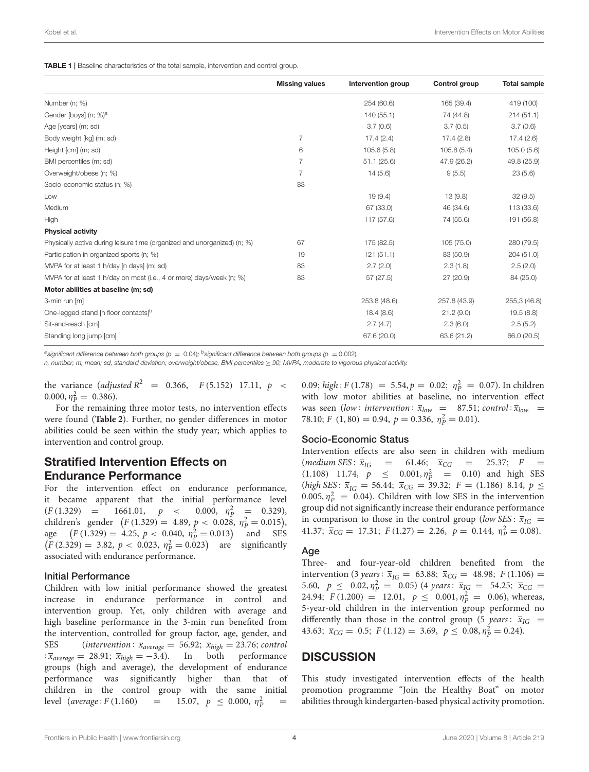**TABLE 1 |** Baseline characteristics of the total sample, intervention and control group.

| | Missing values | Intervention group | Control group | Total sample |
|---|---|---|---|---|
| Number (n; %) | | 254 (60.6) | 165 (39.4) | 419 (100) |
| Gender [boys] (n; %)[a] | | 140 (55.1) | 74 (44.8) | 214 (51.1) |
| Age [years] (m; sd) | | 3.7 (0.6) | 3.7 (0.5) | 3.7 (0.6) |
| Body weight [kg] (m; sd) | 7 | 17.4 (2.4) | 17.4 (2.8) | 17.4 (2.6) |
| Height [cm] (m; sd) | 6 | 105.6 (5.8) | 105.8 (5.4) | 105.0 (5.6) |
| BMI percentiles (m; sd) | 7 | 51.1 (25.6) | 47.9 (26.2) | 49.8 (25.9) |
| Overweight/obese (n; %) | 7 | 14 (5.6) | 9 (5.5) | 23 (5.6) |
| Socio-economic status (n; %) | 83 | | | |
| Low | | 19 (9.4) | 13 (9.8) | 32 (9.5) |
| Medium | | 67 (33.0) | 46 (34.6) | 113 (33.6) |
| High | | 117 (57.6) | 74 (55.6) | 191 (56.8) |
| **Physical activity** | | | | |
| Physically active during leisure time (organized and unorganized) (n; %) | 67 | 175 (82.5) | 105 (75.0) | 280 (79.5) |
| Participation in organized sports (n; %) | 19 | 121 (51.1) | 83 (50.9) | 204 (51.0) |
| MVPA for at least 1 h/day [n days] (m; sd) | 83 | 2.7 (2.0) | 2.3 (1.8) | 2.5 (2.0) |
| MVPA for at least 1 h/day on most (i.e., 4 or more) days/week (n; %) | 83 | 57 (27.5) | 27 (20.9) | 84 (25.0) |
| **Motor abilities at baseline (m; sd)** | | | | |
| 3-min run [m] | | 253.8 (48.6) | 257.8 (43.9) | 255,3 (46.8) |
| One-legged stand [n floor contacts][b] | | 18.4 (8.6) | 21.2 (9.0) | 19.5 (8.8) |
| Sit-and-reach [cm] | | 2.7 (4.7) | 2.3 (6.0) | 2.5 (5.2) |
| Standing long jump [cm] | | 67.6 (20.0) | 63.6 (21.2) | 66.0 (20.5) |

[a]significant difference between both groups ($p = 0.04$); [b]significant difference between both groups ($p = 0.002$).
n, number; m, mean; sd, standard deviation; overweight/obese, BMI percentiles ≥ 90; MVPA, moderate to vigorous physical activity.

the variance ($adjusted\ R^2 = 0.366$, $F(5.152)$ 17.11, $p < 0.000, \eta_P^2 = 0.386$).

For the remaining three motor tests, no intervention effects were found (**Table 2**). Further, no gender differences in motor abilities could be seen within the study year; which applies to intervention and control group.

## Stratified Intervention Effects on Endurance Performance

For the intervention effect on endurance performance, it became apparent that the initial performance level ($F(1.329) = 1661.01$, $p < 0.000$, $\eta_P^2 = 0.329$), children's gender ($F(1.329) = 4.89$, $p < 0.028$, $\eta_P^2 = 0.015$), age ($F(1.329) = 4.25$, $p < 0.040$, $\eta_P^2 = 0.013$) and SES ($F(2.329) = 3.82$, $p < 0.023$, $\eta_P^2 = 0.023$) are significantly associated with endurance performance.

### Initial Performance

Children with low initial performance showed the greatest increase in endurance performance in control and intervention group. Yet, only children with average and high baseline performance in the 3-min run benefited from the intervention, controlled for group factor, age, gender, and SES ($intervention: \bar{x}_{average} = 56.92$; $\bar{x}_{high} = 23.76$; $control: \bar{x}_{average} = 28.91$; $\bar{x}_{high} = -3.4$). In both performance groups (high and average), the development of endurance performance was significantly higher than that of children in the control group with the same initial level ($average: F(1.160) = 15.07$, $p \leq 0.000$, $\eta_P^2 = 0.09$; $high: F(1.78) = 5.54, p = 0.02$; $\eta_P^2 = 0.07$). In children with low motor abilities at baseline, no intervention effect was seen ($low: intervention: \bar{x}_{low} = 87.51$; $control: \bar{x}_{low.} = 78.10$; $F(1, 80) = 0.94$, $p = 0.336$, $\eta_P^2 = 0.01$).

### Socio-Economic Status

Intervention effects are also seen in children with medium ($medium\ SES: \bar{x}_{IG} = 61.46$; $\bar{x}_{CG} = 25.37$; $F = (1.108)$ 11.74, $p \leq 0.001, \eta_P^2 = 0.10$) and high SES ($high\ SES: \bar{x}_{IG} = 56.44$; $\bar{x}_{CG} = 39.32$; $F = (1.186)$ 8.14, $p \leq 0.005, \eta_P^2 = 0.04$). Children with low SES in the intervention group did not significantly increase their endurance performance in comparison to those in the control group ($low\ SES: \bar{x}_{IG} = 41.37$; $\bar{x}_{CG} = 17.31$; $F(1.27) = 2.26$, $p = 0.144$, $\eta_P^2 = 0.08$).

### Age

Three- and four-year-old children benefited from the intervention ($3\ years: \bar{x}_{IG} = 63.88$; $\bar{x}_{CG} = 48.98$; $F(1.106) = 5.60$, $p \leq 0.02, \eta_P^2 = 0.05$) ($4\ years: \bar{x}_{IG} = 54.25$; $\bar{x}_{CG} = 24.94$; $F(1.200) = 12.01$, $p \leq 0.001, \eta_P^2 = 0.06$), whereas, 5-year-old children in the intervention group performed no differently than those in the control group ($5\ years: \bar{x}_{IG} = 43.63$; $\bar{x}_{CG} = 0.5$; $F(1.12) = 3.69$, $p \leq 0.08, \eta_P^2 = 0.24$).

## DISCUSSION

This study investigated intervention effects of the health promotion programme "Join the Healthy Boat" on motor abilities through kindergarten-based physical activity promotion.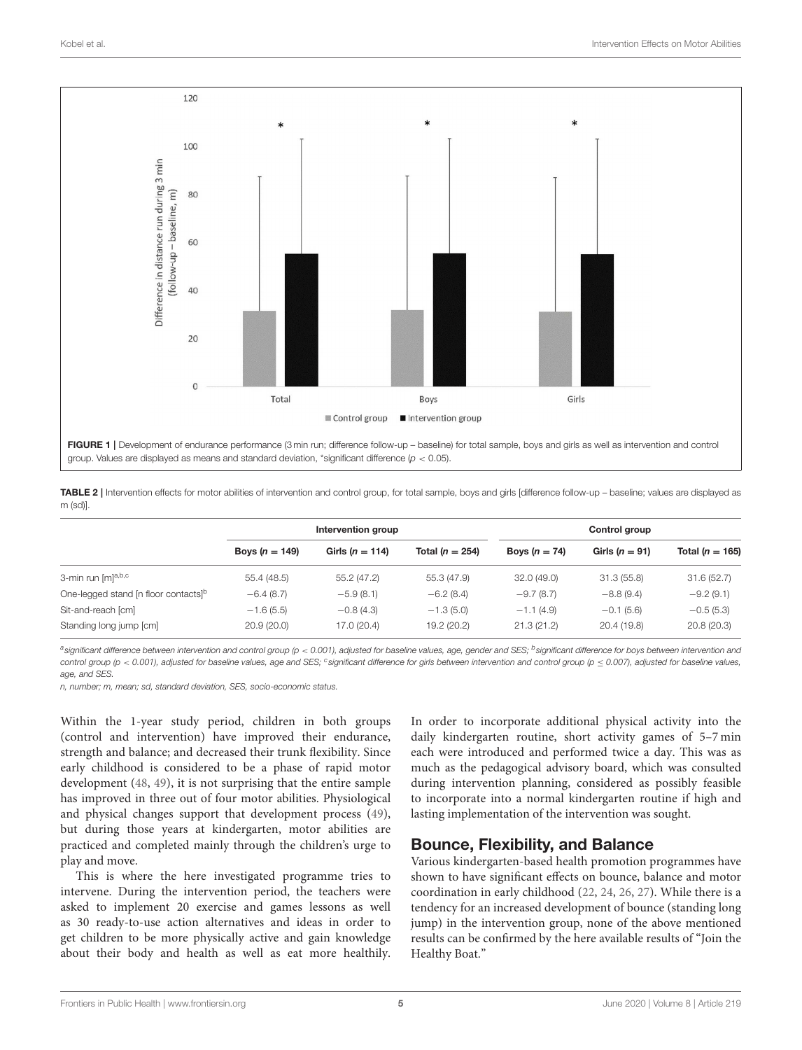FIGURE 1 | Development of endurance performance (3 min run; difference follow-up – baseline) for total sample, boys and girls as well as intervention and control group. Values are displayed as means and standard deviation, *significant difference ($p < 0.05$).

**TABLE 2 |** Intervention effects for motor abilities of intervention and control group, for total sample, boys and girls [difference follow-up – baseline; values are displayed as m (sd)].

| | Intervention group | | | Control group | | |
|---|---|---|---|---|---|---|
| | **Boys ($n = 149$)** | **Girls ($n = 114$)** | **Total ($n = 254$)** | **Boys ($n = 74$)** | **Girls ($n = 91$)** | **Total ($n = 165$)** |
| 3-min run [m][a,b,c] | 55.4 (48.5) | 55.2 (47.2) | 55.3 (47.9) | 32.0 (49.0) | 31.3 (55.8) | 31.6 (52.7) |
| One-legged stand [n floor contacts][b] | −6.4 (8.7) | −5.9 (8.1) | −6.2 (8.4) | −9.7 (8.7) | −8.8 (9.4) | −9.2 (9.1) |
| Sit-and-reach [cm] | −1.6 (5.5) | −0.8 (4.3) | −1.3 (5.0) | −1.1 (4.9) | −0.1 (5.6) | −0.5 (5.3) |
| Standing long jump [cm] | 20.9 (20.0) | 17.0 (20.4) | 19.2 (20.2) | 21.3 (21.2) | 20.4 (19.8) | 20.8 (20.3) |

*[a]significant difference between intervention and control group ($p < 0.001$), adjusted for baseline values, age, gender and SES; [b]significant difference for boys between intervention and control group ($p < 0.001$), adjusted for baseline values, age and SES; [c]significant difference for girls between intervention and control group ($p \leq 0.007$), adjusted for baseline values, age, and SES.*

*n, number; m, mean; sd, standard deviation, SES, socio-economic status.*

Within the 1-year study period, children in both groups (control and intervention) have improved their endurance, strength and balance; and decreased their trunk flexibility. Since early childhood is considered to be a phase of rapid motor development (48, 49), it is not surprising that the entire sample has improved in three out of four motor abilities. Physiological and physical changes support that development process (49), but during those years at kindergarten, motor abilities are practiced and completed mainly through the children's urge to play and move.

This is where the here investigated programme tries to intervene. During the intervention period, the teachers were asked to implement 20 exercise and games lessons as well as 30 ready-to-use action alternatives and ideas in order to get children to be more physically active and gain knowledge about their body and health as well as eat more healthily. In order to incorporate additional physical activity into the daily kindergarten routine, short activity games of 5–7 min each were introduced and performed twice a day. This was as much as the pedagogical advisory board, which was consulted during intervention planning, considered as possibly feasible to incorporate into a normal kindergarten routine if high and lasting implementation of the intervention was sought.

## Bounce, Flexibility, and Balance

Various kindergarten-based health promotion programmes have shown to have significant effects on bounce, balance and motor coordination in early childhood (22, 24, 26, 27). While there is a tendency for an increased development of bounce (standing long jump) in the intervention group, none of the above mentioned results can be confirmed by the here available results of "Join the Healthy Boat."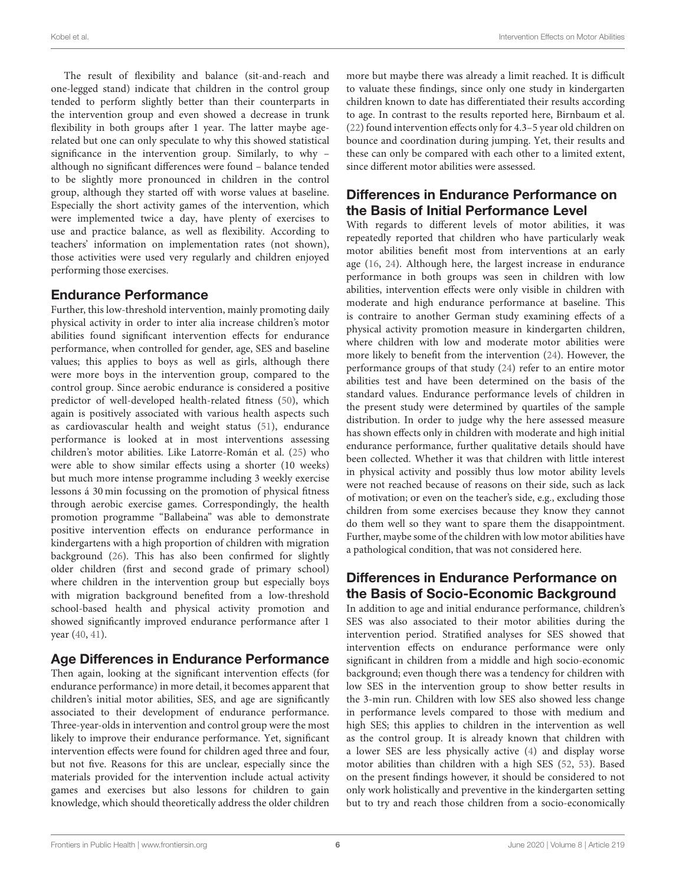The result of flexibility and balance (sit-and-reach and one-legged stand) indicate that children in the control group tended to perform slightly better than their counterparts in the intervention group and even showed a decrease in trunk flexibility in both groups after 1 year. The latter maybe age-related but one can only speculate to why this showed statistical significance in the intervention group. Similarly, to why – although no significant differences were found – balance tended to be slightly more pronounced in children in the control group, although they started off with worse values at baseline. Especially the short activity games of the intervention, which were implemented twice a day, have plenty of exercises to use and practice balance, as well as flexibility. According to teachers' information on implementation rates (not shown), those activities were used very regularly and children enjoyed performing those exercises.

## Endurance Performance

Further, this low-threshold intervention, mainly promoting daily physical activity in order to inter alia increase children's motor abilities found significant intervention effects for endurance performance, when controlled for gender, age, SES and baseline values; this applies to boys as well as girls, although there were more boys in the intervention group, compared to the control group. Since aerobic endurance is considered a positive predictor of well-developed health-related fitness (50), which again is positively associated with various health aspects such as cardiovascular health and weight status (51), endurance performance is looked at in most interventions assessing children's motor abilities. Like Latorre-Román et al. (25) who were able to show similar effects using a shorter (10 weeks) but much more intense programme including 3 weekly exercise lessons á 30 min focussing on the promotion of physical fitness through aerobic exercise games. Correspondingly, the health promotion programme "Ballabeina" was able to demonstrate positive intervention effects on endurance performance in kindergartens with a high proportion of children with migration background (26). This has also been confirmed for slightly older children (first and second grade of primary school) where children in the intervention group but especially boys with migration background benefited from a low-threshold school-based health and physical activity promotion and showed significantly improved endurance performance after 1 year (40, 41).

## Age Differences in Endurance Performance

Then again, looking at the significant intervention effects (for endurance performance) in more detail, it becomes apparent that children's initial motor abilities, SES, and age are significantly associated to their development of endurance performance. Three-year-olds in intervention and control group were the most likely to improve their endurance performance. Yet, significant intervention effects were found for children aged three and four, but not five. Reasons for this are unclear, especially since the materials provided for the intervention include actual activity games and exercises but also lessons for children to gain knowledge, which should theoretically address the older children more but maybe there was already a limit reached. It is difficult to valuate these findings, since only one study in kindergarten children known to date has differentiated their results according to age. In contrast to the results reported here, Birnbaum et al. (22) found intervention effects only for 4.3–5 year old children on bounce and coordination during jumping. Yet, their results and these can only be compared with each other to a limited extent, since different motor abilities were assessed.

## Differences in Endurance Performance on the Basis of Initial Performance Level

With regards to different levels of motor abilities, it was repeatedly reported that children who have particularly weak motor abilities benefit most from interventions at an early age (16, 24). Although here, the largest increase in endurance performance in both groups was seen in children with low abilities, intervention effects were only visible in children with moderate and high endurance performance at baseline. This is contraire to another German study examining effects of a physical activity promotion measure in kindergarten children, where children with low and moderate motor abilities were more likely to benefit from the intervention (24). However, the performance groups of that study (24) refer to an entire motor abilities test and have been determined on the basis of the standard values. Endurance performance levels of children in the present study were determined by quartiles of the sample distribution. In order to judge why the here assessed measure has shown effects only in children with moderate and high initial endurance performance, further qualitative details should have been collected. Whether it was that children with little interest in physical activity and possibly thus low motor ability levels were not reached because of reasons on their side, such as lack of motivation; or even on the teacher's side, e.g., excluding those children from some exercises because they know they cannot do them well so they want to spare them the disappointment. Further, maybe some of the children with low motor abilities have a pathological condition, that was not considered here.

## Differences in Endurance Performance on the Basis of Socio-Economic Background

In addition to age and initial endurance performance, children's SES was also associated to their motor abilities during the intervention period. Stratified analyses for SES showed that intervention effects on endurance performance were only significant in children from a middle and high socio-economic background; even though there was a tendency for children with low SES in the intervention group to show better results in the 3-min run. Children with low SES also showed less change in performance levels compared to those with medium and high SES; this applies to children in the intervention as well as the control group. It is already known that children with a lower SES are less physically active (4) and display worse motor abilities than children with a high SES (52, 53). Based on the present findings however, it should be considered to not only work holistically and preventive in the kindergarten setting but to try and reach those children from a socio-economically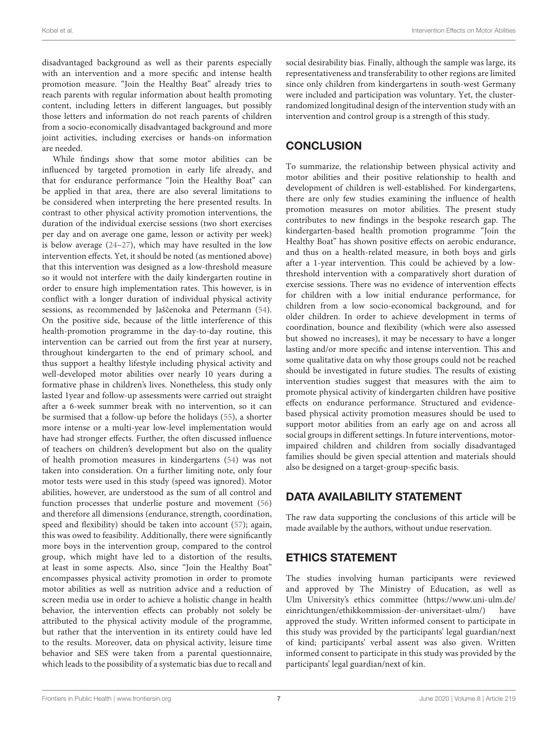disadvantaged background as well as their parents especially with an intervention and a more specific and intense health promotion measure. "Join the Healthy Boat" already tries to reach parents with regular information about health promoting content, including letters in different languages, but possibly those letters and information do not reach parents of children from a socio-economically disadvantaged background and more joint activities, including exercises or hands-on information are needed.

While findings show that some motor abilities can be influenced by targeted promotion in early life already, and that for endurance performance "Join the Healthy Boat" can be applied in that area, there are also several limitations to be considered when interpreting the here presented results. In contrast to other physical activity promotion interventions, the duration of the individual exercise sessions (two short exercises per day and on average one game, lesson or activity per week) is below average (24–27), which may have resulted in the low intervention effects. Yet, it should be noted (as mentioned above) that this intervention was designed as a low-threshold measure so it would not interfere with the daily kindergarten routine in order to ensure high implementation rates. This however, is in conflict with a longer duration of individual physical activity sessions, as recommended by Jaščenoka and Petermann (54). On the positive side, because of the little interference of this health-promotion programme in the day-to-day routine, this intervention can be carried out from the first year at nursery, throughout kindergarten to the end of primary school, and thus support a healthy lifestyle including physical activity and well-developed motor abilities over nearly 10 years during a formative phase in children's lives. Nonetheless, this study only lasted 1year and follow-up assessments were carried out straight after a 6-week summer break with no intervention, so it can be surmised that a follow-up before the holidays (55), a shorter more intense or a multi-year low-level implementation would have had stronger effects. Further, the often discussed influence of teachers on children's development but also on the quality of health promotion measures in kindergartens (54) was not taken into consideration. On a further limiting note, only four motor tests were used in this study (speed was ignored). Motor abilities, however, are understood as the sum of all control and function processes that underlie posture and movement (56) and therefore all dimensions (endurance, strength, coordination, speed and flexibility) should be taken into account (57); again, this was owed to feasibility. Additionally, there were significantly more boys in the intervention group, compared to the control group, which might have led to a distortion of the results, at least in some aspects. Also, since "Join the Healthy Boat" encompasses physical activity promotion in order to promote motor abilities as well as nutrition advice and a reduction of screen media use in order to achieve a holistic change in health behavior, the intervention effects can probably not solely be attributed to the physical activity module of the programme, but rather that the intervention in its entirety could have led to the results. Moreover, data on physical activity, leisure time behavior and SES were taken from a parental questionnaire, which leads to the possibility of a systematic bias due to recall and social desirability bias. Finally, although the sample was large, its representativeness and transferability to other regions are limited since only children from kindergartens in south-west Germany were included and participation was voluntary. Yet, the cluster-randomized longitudinal design of the intervention study with an intervention and control group is a strength of this study.

## CONCLUSION

To summarize, the relationship between physical activity and motor abilities and their positive relationship to health and development of children is well-established. For kindergartens, there are only few studies examining the influence of health promotion measures on motor abilities. The present study contributes to new findings in the bespoke research gap. The kindergarten-based health promotion programme "Join the Healthy Boat" has shown positive effects on aerobic endurance, and thus on a health-related measure, in both boys and girls after a 1-year intervention. This could be achieved by a low-threshold intervention with a comparatively short duration of exercise sessions. There was no evidence of intervention effects for children with a low initial endurance performance, for children from a low socio-economical background, and for older children. In order to achieve development in terms of coordination, bounce and flexibility (which were also assessed but showed no increases), it may be necessary to have a longer lasting and/or more specific and intense intervention. This and some qualitative data on why those groups could not be reached should be investigated in future studies. The results of existing intervention studies suggest that measures with the aim to promote physical activity of kindergarten children have positive effects on endurance performance. Structured and evidence-based physical activity promotion measures should be used to support motor abilities from an early age on and across all social groups in different settings. In future interventions, motor-impaired children and children from socially disadvantaged families should be given special attention and materials should also be designed on a target-group-specific basis.

## DATA AVAILABILITY STATEMENT

The raw data supporting the conclusions of this article will be made available by the authors, without undue reservation.

## ETHICS STATEMENT

The studies involving human participants were reviewed and approved by The Ministry of Education, as well as Ulm University's ethics committee (https://www.uni-ulm.de/einrichtungen/ethikkommission-der-universitaet-ulm/) have approved the study. Written informed consent to participate in this study was provided by the participants' legal guardian/next of kind; participants' verbal assent was also given. Written informed consent to participate in this study was provided by the participants' legal guardian/next of kin.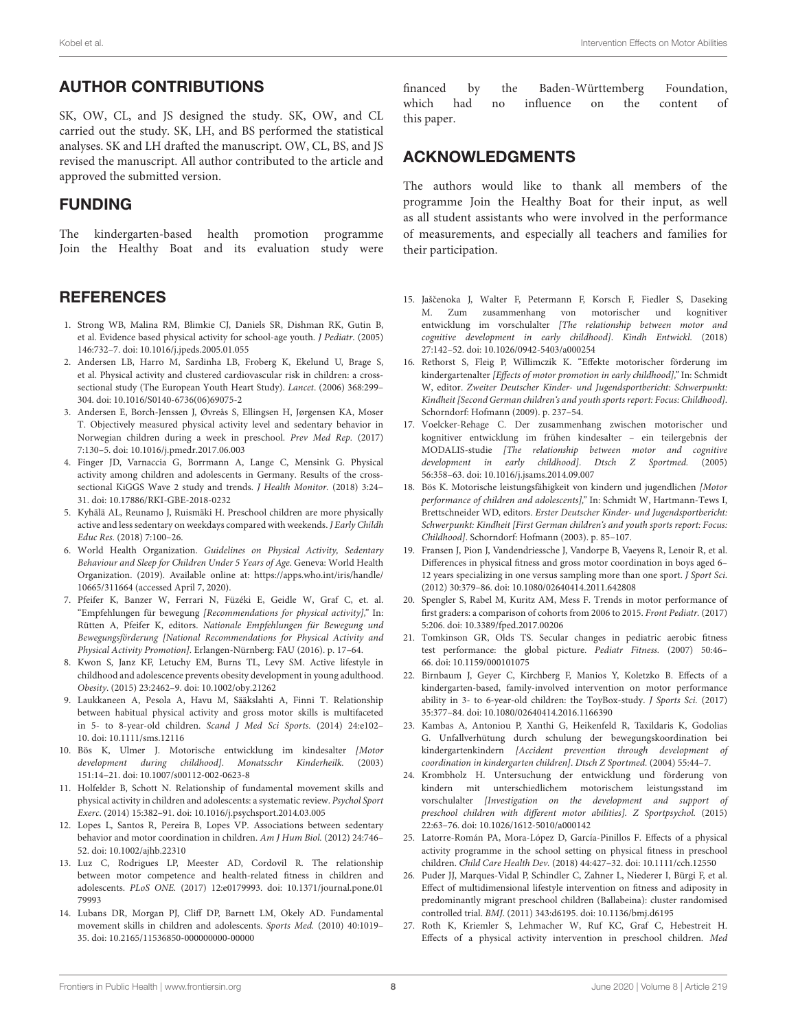## AUTHOR CONTRIBUTIONS

SK, OW, CL, and JS designed the study. SK, OW, and CL carried out the study. SK, LH, and BS performed the statistical analyses. SK and LH drafted the manuscript. OW, CL, BS, and JS revised the manuscript. All author contributed to the article and approved the submitted version.

## FUNDING

The kindergarten-based health promotion programme Join the Healthy Boat and its evaluation study were financed by the Baden-Württemberg Foundation, which had no influence on the content of this paper.

## ACKNOWLEDGMENTS

The authors would like to thank all members of the programme Join the Healthy Boat for their input, as well as all student assistants who were involved in the performance of measurements, and especially all teachers and families for their participation.

## REFERENCES

1. Strong WB, Malina RM, Blimkie CJ, Daniels SR, Dishman RK, Gutin B, et al. Evidence based physical activity for school-age youth. *J Pediatr*. (2005) 146:732–7. doi: 10.1016/j.jpeds.2005.01.055
2. Andersen LB, Harro M, Sardinha LB, Froberg K, Ekelund U, Brage S, et al. Physical activity and clustered cardiovascular risk in children: a cross-sectional study (The European Youth Heart Study). *Lancet*. (2006) 368:299–304. doi: 10.1016/S0140-6736(06)69075-2
3. Andersen E, Borch-Jenssen J, Øvreås S, Ellingsen H, Jørgensen KA, Moser T. Objectively measured physical activity level and sedentary behavior in Norwegian children during a week in preschool. *Prev Med Rep*. (2017) 7:130–5. doi: 10.1016/j.pmedr.2017.06.003
4. Finger JD, Varnaccia G, Borrmann A, Lange C, Mensink G. Physical activity among children and adolescents in Germany. Results of the cross-sectional KiGGS Wave 2 study and trends. *J Health Monitor*. (2018) 3:24–31. doi: 10.17886/RKI-GBE-2018-0232
5. Kyhälä AL, Reunamo J, Ruismäki H. Preschool children are more physically active and less sedentary on weekdays compared with weekends. *J Early Childh Educ Res*. (2018) 7:100–26.
6. World Health Organization. *Guidelines on Physical Activity, Sedentary Behaviour and Sleep for Children Under 5 Years of Age*. Geneva: World Health Organization. (2019). Available online at: https://apps.who.int/iris/handle/10665/311664 (accessed April 7, 2020).
7. Pfeifer K, Banzer W, Ferrari N, Füzéki E, Geidle W, Graf C, et. al. "Empfehlungen für bewegung *[Recommendations for physical activity]*," In: Rütten A, Pfeifer K, editors. *Nationale Empfehlungen für Bewegung und Bewegungsförderung [National Recommendations for Physical Activity and Physical Activity Promotion]*. Erlangen-Nürnberg: FAU (2016). p. 17–64.
8. Kwon S, Janz KF, Letuchy EM, Burns TL, Levy SM. Active lifestyle in childhood and adolescence prevents obesity development in young adulthood. *Obesity*. (2015) 23:2462–9. doi: 10.1002/oby.21262
9. Laukkaneen A, Pesola A, Havu M, Sääkslahti A, Finni T. Relationship between habitual physical activity and gross motor skills is multifaceted in 5- to 8-year-old children. *Scand J Med Sci Sports*. (2014) 24:e102–10. doi: 10.1111/sms.12116
10. Bös K, Ulmer J. Motorische entwicklung im kindesalter *[Motor development during childhood]*. *Monatsschr Kinderheilk*. (2003) 151:14–21. doi: 10.1007/s00112-002-0623-8
11. Holfelder B, Schott N. Relationship of fundamental movement skills and physical activity in children and adolescents: a systematic review. *Psychol Sport Exerc*. (2014) 15:382–91. doi: 10.1016/j.psychsport.2014.03.005
12. Lopes L, Santos R, Pereira B, Lopes VP. Associations between sedentary behavior and motor coordination in children. *Am J Hum Biol*. (2012) 24:746–52. doi: 10.1002/ajhb.22310
13. Luz C, Rodrigues LP, Meester AD, Cordovil R. The relationship between motor competence and health-related fitness in children and adolescents. *PLoS ONE*. (2017) 12:e0179993. doi: 10.1371/journal.pone.0179993
14. Lubans DR, Morgan PJ, Cliff DP, Barnett LM, Okely AD. Fundamental movement skills in children and adolescents. *Sports Med*. (2010) 40:1019–35. doi: 10.2165/11536850-000000000-00000
15. Jaščenoka J, Walter F, Petermann F, Korsch F, Fiedler S, Daseking M. Zum zusammenhang von motorischer und kognitiver entwicklung im vorschulalter *[The relationship between motor and cognitive development in early childhood]*. *Kindh Entwickl*. (2018) 27:142–52. doi: 10.1026/0942-5403/a000254
16. Rethorst S, Fleig P, Willimczik K. "Effekte motorischer förderung im kindergartenalter *[Effects of motor promotion in early childhood]*," In: Schmidt W, editor. *Zweiter Deutscher Kinder- und Jugendsportbericht: Schwerpunkt: Kindheit [Second German children's and youth sports report: Focus: Childhood]*. Schorndorf: Hofmann (2009). p. 237–54.
17. Voelcker-Rehage C. Der zusammenhang zwischen motorischer und kognitiver entwicklung im frühen kindesalter – ein teilergebnis der MODALIS-studie *[The relationship between motor and cognitive development in early childhood]*. *Dtsch Z Sportmed*. (2005) 56:358–63. doi: 10.1016/j.jsams.2014.09.007
18. Bös K. Motorische leistungsfähigkeit von kindern und jugendlichen *[Motor performance of children and adolescents]*," In: Schmidt W, Hartmann-Tews I, Brettschneider WD, editors. *Erster Deutscher Kinder- und Jugendsportbericht: Schwerpunkt: Kindheit [First German children's and youth sports report: Focus: Childhood]*. Schorndorf: Hofmann (2003). p. 85–107.
19. Fransen J, Pion J, Vandendriessche J, Vandorpe B, Vaeyens R, Lenoir R, et al. Differences in physical fitness and gross motor coordination in boys aged 6–12 years specializing in one versus sampling more than one sport. *J Sport Sci*. (2012) 30:379–86. doi: 10.1080/02640414.2011.642808
20. Spengler S, Rabel M, Kuritz AM, Mess F. Trends in motor performance of first graders: a comparison of cohorts from 2006 to 2015. *Front Pediatr*. (2017) 5:206. doi: 10.3389/fped.2017.00206
21. Tomkinson GR, Olds TS. Secular changes in pediatric aerobic fitness test performance: the global picture. *Pediatr Fitness*. (2007) 50:46–66. doi: 10.1159/000101075
22. Birnbaum J, Geyer C, Kirchberg F, Manios Y, Koletzko B. Effects of a kindergarten-based, family-involved intervention on motor performance ability in 3- to 6-year-old children: the ToyBox-study. *J Sports Sci*. (2017) 35:377–84. doi: 10.1080/02640414.2016.1166390
23. Kambas A, Antoniou P, Xanthi G, Heikenfeld R, Taxildaris K, Godolias G. Unfallverhütung durch schulung der bewegungskoordination bei kindergartenkindern *[Accident prevention through development of coordination in kindergarten children]*. *Dtsch Z Sportmed*. (2004) 55:44–7.
24. Krombholz H. Untersuchung der entwicklung und förderung von kindern mit unterschiedlichem motorischem leistungsstand im vorschulalter *[Investigation on the development and support of preschool children with different motor abilities]*. *Z Sportpsychol*. (2015) 22:63–76. doi: 10.1026/1612-5010/a000142
25. Latorre-Román PA, Mora-López D, García-Pinillos F. Effects of a physical activity programme in the school setting on physical fitness in preschool children. *Child Care Health Dev*. (2018) 44:427–32. doi: 10.1111/cch.12550
26. Puder JJ, Marques-Vidal P, Schindler C, Zahner L, Niederer I, Bürgi F, et al. Effect of multidimensional lifestyle intervention on fitness and adiposity in predominantly migrant preschool children (Ballabeina): cluster randomised controlled trial. *BMJ*. (2011) 343:d6195. doi: 10.1136/bmj.d6195
27. Roth K, Kriemler S, Lehmacher W, Ruf KC, Graf C, Hebestreit H. Effects of a physical activity intervention in preschool children. *Med*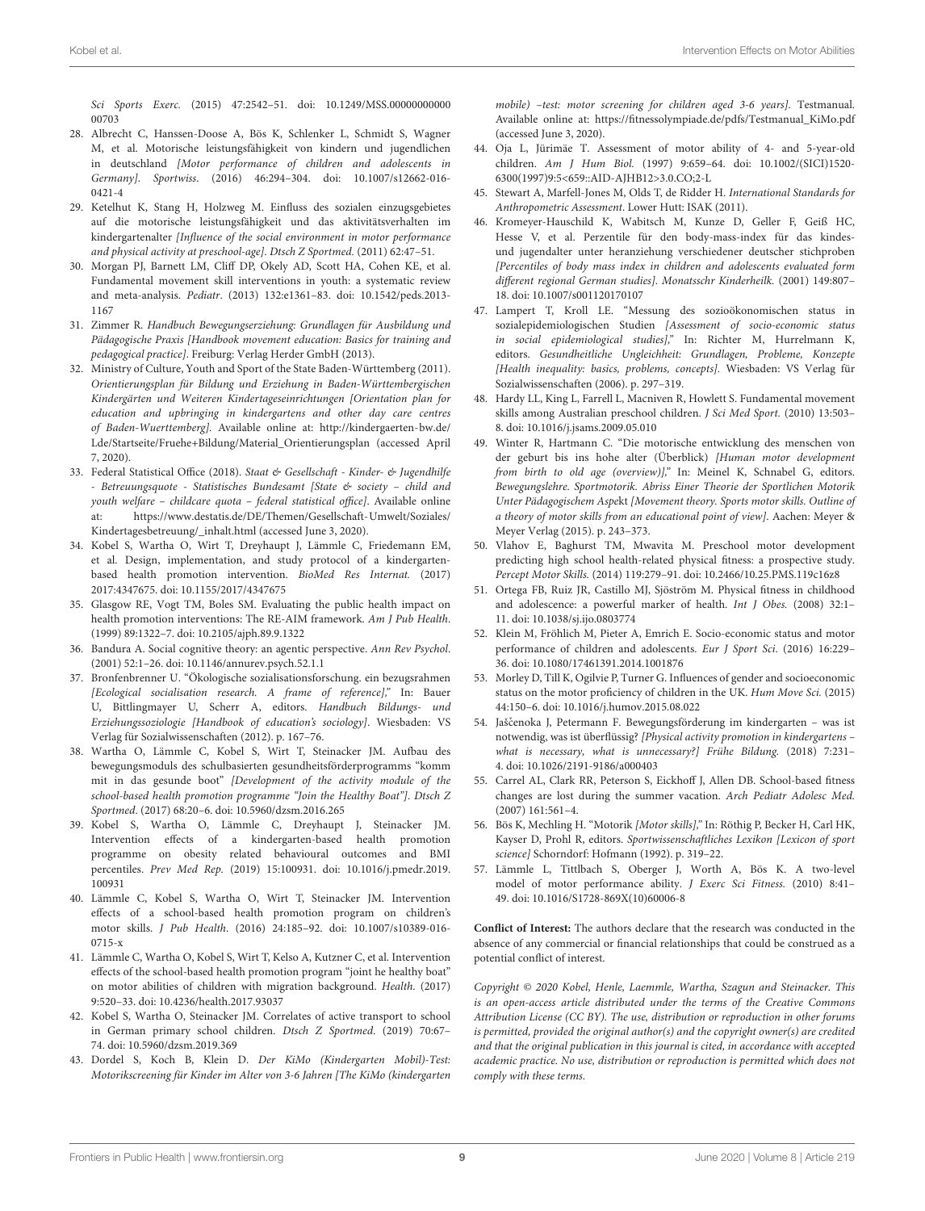*Sci Sports Exerc.* (2015) 47:2542–51. doi: 10.1249/MSS.0000000000000703

28. Albrecht C, Hanssen-Doose A, Bös K, Schlenker L, Schmidt S, Wagner M, et al. Motorische leistungsfähigkeit von kindern und jugendlichen in deutschland *[Motor performance of children and adolescents in Germany]*. *Sportwiss*. (2016) 46:294–304. doi: 10.1007/s12662-016-0421-4
29. Ketelhut K, Stang H, Holzweg M. Einfluss des sozialen einzugsgebietes auf die motorische leistungsfähigkeit und das aktivitätsverhalten im kindergartenalter *[Influence of the social environment in motor performance and physical activity at preschool-age]*. *Dtsch Z Sportmed.* (2011) 62:47–51.
30. Morgan PJ, Barnett LM, Cliff DP, Okely AD, Scott HA, Cohen KE, et al. Fundamental movement skill interventions in youth: a systematic review and meta-analysis. *Pediatr*. (2013) 132:e1361–83. doi: 10.1542/peds.2013-1167
31. Zimmer R. *Handbuch Bewegungserziehung: Grundlagen für Ausbildung und Pädagogische Praxis [Handbook movement education: Basics for training and pedagogical practice]*. Freiburg: Verlag Herder GmbH (2013).
32. Ministry of Culture, Youth and Sport of the State Baden-Württemberg (2011). *Orientierungsplan für Bildung und Erziehung in Baden-Württembergischen Kindergärten und Weiteren Kindertageseinrichtungen [Orientation plan for education and upbringing in kindergartens and other day care centres of Baden-Wuerttemberg]*. Available online at: http://kindergaerten-bw.de/Lde/Startseite/Fruehe+Bildung/Material_Orientierungsplan (accessed April 7, 2020).
33. Federal Statistical Office (2018). *Staat & Gesellschaft - Kinder- & Jugendhilfe - Betreuungsquote - Statistisches Bundesamt [State & society – child and youth welfare – childcare quota – federal statistical office]*. Available online at: https://www.destatis.de/DE/Themen/Gesellschaft-Umwelt/Soziales/Kindertagesbetreuung/_inhalt.html (accessed June 3, 2020).
34. Kobel S, Wartha O, Wirt T, Dreyhaupt J, Lämmle C, Friedemann EM, et al. Design, implementation, and study protocol of a kindergarten-based health promotion intervention. *BioMed Res Internat.* (2017) 2017:4347675. doi: 10.1155/2017/4347675
35. Glasgow RE, Vogt TM, Boles SM. Evaluating the public health impact on health promotion interventions: The RE-AIM framework. *Am J Pub Health*. (1999) 89:1322–7. doi: 10.2105/ajph.89.9.1322
36. Bandura A. Social cognitive theory: an agentic perspective. *Ann Rev Psychol*. (2001) 52:1–26. doi: 10.1146/annurev.psych.52.1.1
37. Bronfenbrenner U. "Ökologische sozialisationsforschung. ein bezugsrahmen *[Ecological socialisation research. A frame of reference]*," In: Bauer U, Bittlingmayer U, Scherr A, editors. *Handbuch Bildungs- und Erziehungssoziologie [Handbook of education's sociology]*. Wiesbaden: VS Verlag für Sozialwissenschaften (2012). p. 167–76.
38. Wartha O, Lämmle C, Kobel S, Wirt T, Steinacker JM. Aufbau des bewegungsmoduls des schulbasierten gesundheitsförderprogramms "komm mit in das gesunde boot" *[Development of the activity module of the school-based health promotion programme "Join the Healthy Boat"]*. *Dtsch Z Sportmed*. (2017) 68:20–6. doi: 10.5960/dzsm.2016.265
39. Kobel S, Wartha O, Lämmle C, Dreyhaupt J, Steinacker JM. Intervention effects of a kindergarten-based health promotion programme on obesity related behavioural outcomes and BMI percentiles. *Prev Med Rep.* (2019) 15:100931. doi: 10.1016/j.pmedr.2019.100931
40. Lämmle C, Kobel S, Wartha O, Wirt T, Steinacker JM. Intervention effects of a school-based health promotion program on children's motor skills. *J Pub Health*. (2016) 24:185–92. doi: 10.1007/s10389-016-0715-x
41. Lämmle C, Wartha O, Kobel S, Wirt T, Kelso A, Kutzner C, et al. Intervention effects of the school-based health promotion program "joint he healthy boat" on motor abilities of children with migration background. *Health.* (2017) 9:520–33. doi: 10.4236/health.2017.93037
42. Kobel S, Wartha O, Steinacker JM. Correlates of active transport to school in German primary school children. *Dtsch Z Sportmed.* (2019) 70:67–74. doi: 10.5960/dzsm.2019.369
43. Dordel S, Koch B, Klein D. *Der KiMo (Kindergarten Mobil)-Test: Motorikscreening für Kinder im Alter von 3-6 Jahren [The KiMo (kindergarten mobile) –test: motor screening for children aged 3-6 years]*. Testmanual. Available online at: https://fitnessolympiade.de/pdfs/Testmanual_KiMo.pdf (accessed June 3, 2020).
44. Oja L, Jürimäe T. Assessment of motor ability of 4- and 5-year-old children. *Am J Hum Biol.* (1997) 9:659–64. doi: 10.1002/(SICI)1520-6300(1997)9:5<659::AID-AJHB12>3.0.CO;2-L
45. Stewart A, Marfell-Jones M, Olds T, de Ridder H. *International Standards for Anthropometric Assessment*. Lower Hutt: ISAK (2011).
46. Kromeyer-Hauschild K, Wabitsch M, Kunze D, Geller F, Geiß HC, Hesse V, et al. Perzentile für den body-mass-index für das kindes- und jugendalter unter heranziehung verschiedener deutscher stichproben *[Percentiles of body mass index in children and adolescents evaluated form different regional German studies]*. *Monatsschr Kinderheilk.* (2001) 149:807–18. doi: 10.1007/s001120170107
47. Lampert T, Kroll LE. "Messung des sozioökonomischen status in sozialepidemiologischen Studien *[Assessment of socio-economic status in social epidemiological studies]*," In: Richter M, Hurrelmann K, editors. *Gesundheitliche Ungleichheit: Grundlagen, Probleme, Konzepte [Health inequality: basics, problems, concepts]*. Wiesbaden: VS Verlag für Sozialwissenschaften (2006). p. 297–319.
48. Hardy LL, King L, Farrell L, Macniven R, Howlett S. Fundamental movement skills among Australian preschool children. *J Sci Med Sport*. (2010) 13:503–8. doi: 10.1016/j.jsams.2009.05.010
49. Winter R, Hartmann C. "Die motorische entwicklung des menschen von der geburt bis ins hohe alter (Überblick) *[Human motor development from birth to old age (overview)]*," In: Meinel K, Schnabel G, editors. *Bewegungslehre. Sportmotorik. Abriss Einer Theorie der Sportlichen Motorik Unter Pädagogischem Aspekt [Movement theory. Sports motor skills. Outline of a theory of motor skills from an educational point of view]*. Aachen: Meyer & Meyer Verlag (2015). p. 243–373.
50. Vlahov E, Baghurst TM, Mwavita M. Preschool motor development predicting high school health-related physical fitness: a prospective study. *Percept Motor Skills.* (2014) 119:279–91. doi: 10.2466/10.25.PMS.119c16z8
51. Ortega FB, Ruiz JR, Castillo MJ, Sjöström M. Physical fitness in childhood and adolescence: a powerful marker of health. *Int J Obes.* (2008) 32:1–11. doi: 10.1038/sj.ijo.0803774
52. Klein M, Fröhlich M, Pieter A, Emrich E. Socio-economic status and motor performance of children and adolescents. *Eur J Sport Sci*. (2016) 16:229–36. doi: 10.1080/17461391.2014.1001876
53. Morley D, Till K, Ogilvie P, Turner G. Influences of gender and socioeconomic status on the motor proficiency of children in the UK. *Hum Move Sci.* (2015) 44:150–6. doi: 10.1016/j.humov.2015.08.022
54. Jaščenoka J, Petermann F. Bewegungsförderung im kindergarten – was ist notwendig, was ist überflüssig? *[Physical activity promotion in kindergartens – what is necessary, what is unnecessary?] Frühe Bildung.* (2018) 7:231–4. doi: 10.1026/2191-9186/a000403
55. Carrel AL, Clark RR, Peterson S, Eickhoff J, Allen DB. School-based fitness changes are lost during the summer vacation. *Arch Pediatr Adolesc Med.* (2007) 161:561–4.
56. Bös K, Mechling H. "Motorik *[Motor skills]*," In: Röthig P, Becker H, Carl HK, Kayser D, Prohl R, editors. *Sportwissenschaftliches Lexikon [Lexicon of sport science]* Schorndorf: Hofmann (1992). p. 319–22.
57. Lämmle L, Tittlbach S, Oberger J, Worth A, Bös K. A two-level model of motor performance ability. *J Exerc Sci Fitness.* (2010) 8:41–49. doi: 10.1016/S1728-869X(10)60006-8

**Conflict of Interest:** The authors declare that the research was conducted in the absence of any commercial or financial relationships that could be construed as a potential conflict of interest.

*Copyright © 2020 Kobel, Henle, Laemmle, Wartha, Szagun and Steinacker. This is an open-access article distributed under the terms of the Creative Commons Attribution License (CC BY). The use, distribution or reproduction in other forums is permitted, provided the original author(s) and the copyright owner(s) are credited and that the original publication in this journal is cited, in accordance with accepted academic practice. No use, distribution or reproduction is permitted which does not comply with these terms.*